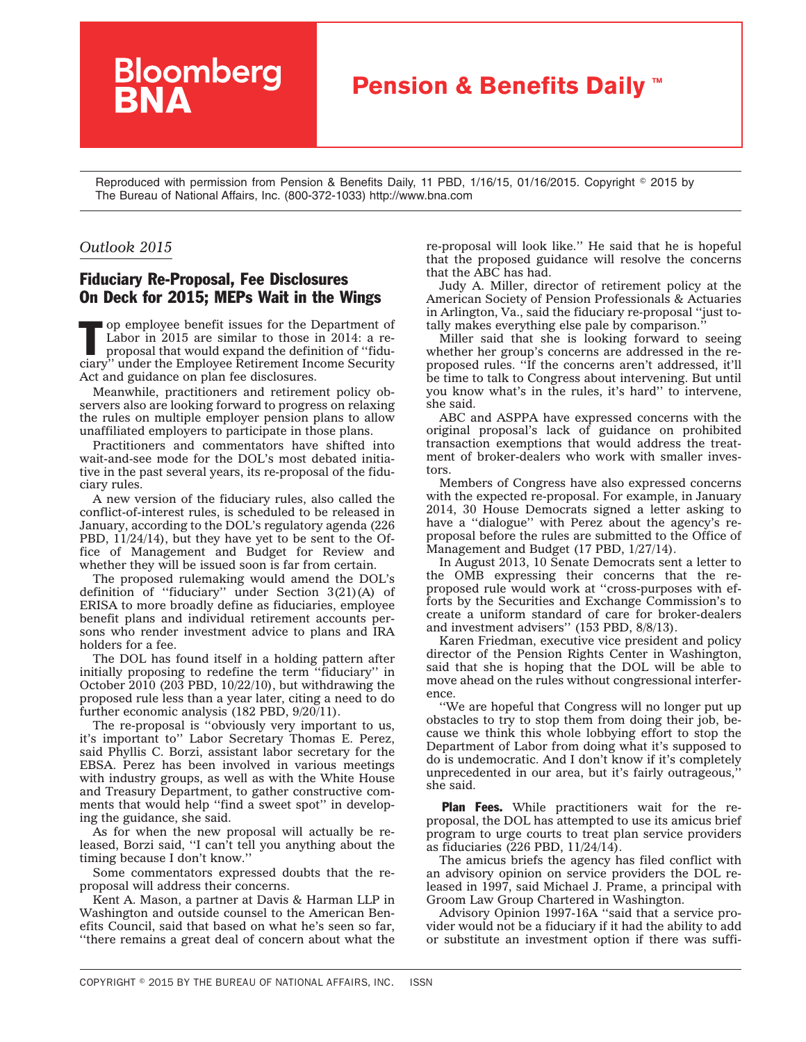Bloomberg BNA

**Pension & Benefits Daily™**

Reproduced with permission from Pension & Benefits Daily, 11 PBD, 1/16/15, 01/16/2015. Copyright © 2015 by The Bureau of National Affairs, Inc. (800-372-1033) http://www.bna.com

*Outlook 2015*

# Fiduciary Re-Proposal, Fee Disclosures On Deck for 2015; MEPs Wait in the Wings

Top employee benefit issues for the Department of Labor in 2015 are similar to those in 2014: a re-proposal that would expand the definition of ''fiduciary'' under the Employee Retirement Income Security Act and guidance on plan fee disclosures.

Meanwhile, practitioners and retirement policy observers also are looking forward to progress on relaxing the rules on multiple employer pension plans to allow unaffiliated employers to participate in those plans.

Practitioners and commentators have shifted into wait-and-see mode for the DOL's most debated initiative in the past several years, its re-proposal of the fiduciary rules.

A new version of the fiduciary rules, also called the conflict-of-interest rules, is scheduled to be released in January, according to the DOL's regulatory agenda (226 PBD, 11/24/14), but they have yet to be sent to the Office of Management and Budget for Review and whether they will be issued soon is far from certain.

The proposed rulemaking would amend the DOL's definition of ''fiduciary'' under Section 3(21)(A) of ERISA to more broadly define as fiduciaries, employee benefit plans and individual retirement accounts persons who render investment advice to plans and IRA holders for a fee.

The DOL has found itself in a holding pattern after initially proposing to redefine the term ''fiduciary'' in October 2010 (203 PBD, 10/22/10), but withdrawing the proposed rule less than a year later, citing a need to do further economic analysis (182 PBD, 9/20/11).

The re-proposal is ''obviously very important to us, it's important to'' Labor Secretary Thomas E. Perez, said Phyllis C. Borzi, assistant labor secretary for the EBSA. Perez has been involved in various meetings with industry groups, as well as with the White House and Treasury Department, to gather constructive comments that would help ''find a sweet spot'' in developing the guidance, she said.

As for when the new proposal will actually be released, Borzi said, ''I can't tell you anything about the timing because I don't know.''

Some commentators expressed doubts that the re-proposal will address their concerns.

Kent A. Mason, a partner at Davis & Harman LLP in Washington and outside counsel to the American Benefits Council, said that based on what he's seen so far, ''there remains a great deal of concern about what the re-proposal will look like.'' He said that he is hopeful that the proposed guidance will resolve the concerns that the ABC has had.

Judy A. Miller, director of retirement policy at the American Society of Pension Professionals & Actuaries in Arlington, Va., said the fiduciary re-proposal ''just totally makes everything else pale by comparison.''

Miller said that she is looking forward to seeing whether her group's concerns are addressed in the reproposed rules. ''If the concerns aren't addressed, it'll be time to talk to Congress about intervening. But until you know what's in the rules, it's hard'' to intervene, she said.

ABC and ASPPA have expressed concerns with the original proposal's lack of guidance on prohibited transaction exemptions that would address the treatment of broker-dealers who work with smaller investors.

Members of Congress have also expressed concerns with the expected re-proposal. For example, in January 2014, 30 House Democrats signed a letter asking to have a ''dialogue'' with Perez about the agency's re-proposal before the rules are submitted to the Office of Management and Budget (17 PBD, 1/27/14).

In August 2013, 10 Senate Democrats sent a letter to the OMB expressing their concerns that the re-proposed rule would work at ''cross-purposes with efforts by the Securities and Exchange Commission's to create a uniform standard of care for broker-dealers and investment advisers'' (153 PBD, 8/8/13).

Karen Friedman, executive vice president and policy director of the Pension Rights Center in Washington, said that she is hoping that the DOL will be able to move ahead on the rules without congressional interference.

''We are hopeful that Congress will no longer put up obstacles to try to stop them from doing their job, because we think this whole lobbying effort to stop the Department of Labor from doing what it's supposed to do is undemocratic. And I don't know if it's completely unprecedented in our area, but it's fairly outrageous,'' she said.

**Plan Fees.** While practitioners wait for the re-proposal, the DOL has attempted to use its amicus brief program to urge courts to treat plan service providers as fiduciaries (226 PBD, 11/24/14).

The amicus briefs the agency has filed conflict with an advisory opinion on service providers the DOL released in 1997, said Michael J. Prame, a principal with Groom Law Group Chartered in Washington.

Advisory Opinion 1997-16A ''said that a service provider would not be a fiduciary if it had the ability to add or substitute an investment option if there was suffi-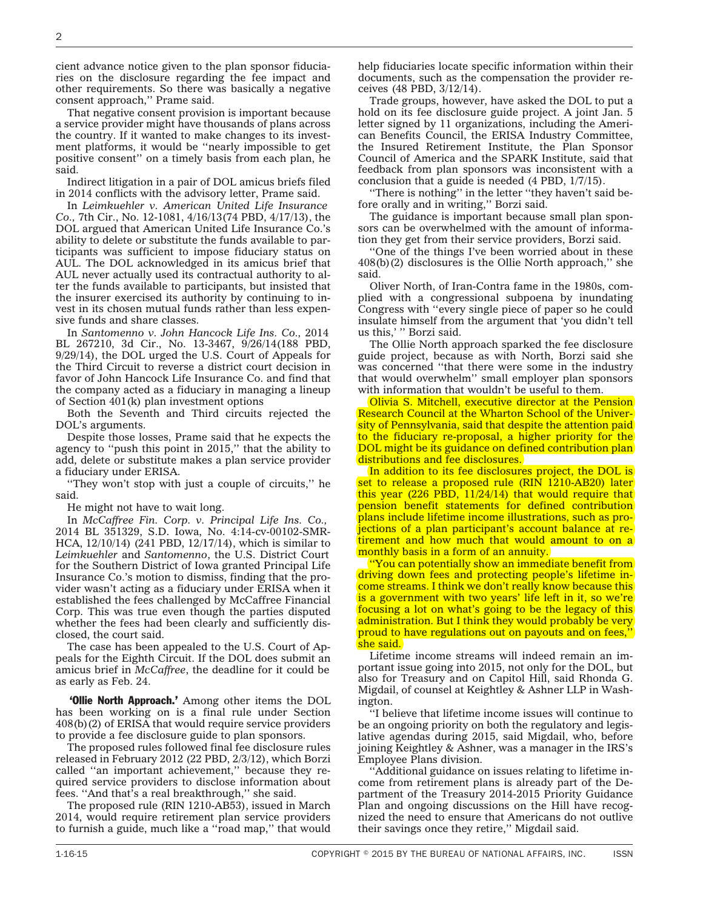cient advance notice given to the plan sponsor fiduciaries on the disclosure regarding the fee impact and other requirements. So there was basically a negative consent approach,'' Prame said.

That negative consent provision is important because a service provider might have thousands of plans across the country. If it wanted to make changes to its investment platforms, it would be ''nearly impossible to get positive consent'' on a timely basis from each plan, he said.

Indirect litigation in a pair of DOL amicus briefs filed in 2014 conflicts with the advisory letter, Prame said.

In *Leimkuehler v. American United Life Insurance Co.,* 7th Cir., No. 12-1081, 4/16/13(74 PBD, 4/17/13), the DOL argued that American United Life Insurance Co.'s ability to delete or substitute the funds available to participants was sufficient to impose fiduciary status on AUL. The DOL acknowledged in its amicus brief that AUL never actually used its contractual authority to alter the funds available to participants, but insisted that the insurer exercised its authority by continuing to invest in its chosen mutual funds rather than less expensive funds and share classes.

In *Santomenno v. John Hancock Life Ins. Co.,* 2014 BL 267210, 3d Cir., No. 13-3467, 9/26/14(188 PBD, 9/29/14), the DOL urged the U.S. Court of Appeals for the Third Circuit to reverse a district court decision in favor of John Hancock Life Insurance Co. and find that the company acted as a fiduciary in managing a lineup of Section 401(k) plan investment options

Both the Seventh and Third circuits rejected the DOL's arguments.

Despite those losses, Prame said that he expects the agency to ''push this point in 2015,'' that the ability to add, delete or substitute makes a plan service provider a fiduciary under ERISA.

''They won't stop with just a couple of circuits,'' he said.

He might not have to wait long.

In *McCaffree Fin. Corp. v. Principal Life Ins. Co.,* 2014 BL 351329, S.D. Iowa, No. 4:14-cv-00102-SMR-HCA, 12/10/14) (241 PBD, 12/17/14), which is similar to *Leimkuehler* and *Santomenno*, the U.S. District Court for the Southern District of Iowa granted Principal Life Insurance Co.'s motion to dismiss, finding that the provider wasn't acting as a fiduciary under ERISA when it established the fees challenged by McCaffree Financial Corp. This was true even though the parties disputed whether the fees had been clearly and sufficiently disclosed, the court said.

The case has been appealed to the U.S. Court of Appeals for the Eighth Circuit. If the DOL does submit an amicus brief in *McCaffree*, the deadline for it could be as early as Feb. 24.

**'Ollie North Approach.'** Among other items the DOL has been working on is a final rule under Section 408(b)(2) of ERISA that would require service providers to provide a fee disclosure guide to plan sponsors.

The proposed rules followed final fee disclosure rules released in February 2012 (22 PBD, 2/3/12), which Borzi called ''an important achievement,'' because they required service providers to disclose information about fees. ''And that's a real breakthrough,'' she said.

The proposed rule (RIN 1210-AB53), issued in March 2014, would require retirement plan service providers to furnish a guide, much like a ''road map,'' that would help fiduciaries locate specific information within their documents, such as the compensation the provider receives (48 PBD, 3/12/14).

Trade groups, however, have asked the DOL to put a hold on its fee disclosure guide project. A joint Jan. 5 letter signed by 11 organizations, including the American Benefits Council, the ERISA Industry Committee, the Insured Retirement Institute, the Plan Sponsor Council of America and the SPARK Institute, said that feedback from plan sponsors was inconsistent with a conclusion that a guide is needed (4 PBD, 1/7/15).

''There is nothing'' in the letter ''they haven't said before orally and in writing,'' Borzi said.

The guidance is important because small plan sponsors can be overwhelmed with the amount of information they get from their service providers, Borzi said.

''One of the things I've been worried about in these 408(b)(2) disclosures is the Ollie North approach,'' she said.

Oliver North, of Iran-Contra fame in the 1980s, complied with a congressional subpoena by inundating Congress with ''every single piece of paper so he could insulate himself from the argument that 'you didn't tell us this,' '' Borzi said.

The Ollie North approach sparked the fee disclosure guide project, because as with North, Borzi said she was concerned ''that there were some in the industry that would overwhelm'' small employer plan sponsors with information that wouldn't be useful to them.

Olivia S. Mitchell, executive director at the Pension Research Council at the Wharton School of the University of Pennsylvania, said that despite the attention paid to the fiduciary re-proposal, a higher priority for the DOL might be its guidance on defined contribution plan distributions and fee disclosures.

In addition to its fee disclosures project, the DOL is set to release a proposed rule (RIN 1210-AB20) later this year (226 PBD, 11/24/14) that would require that pension benefit statements for defined contribution plans include lifetime income illustrations, such as projections of a plan participant's account balance at retirement and how much that would amount to on a monthly basis in a form of an annuity.

''You can potentially show an immediate benefit from driving down fees and protecting people's lifetime income streams. I think we don't really know because this is a government with two years' life left in it, so we're focusing a lot on what's going to be the legacy of this administration. But I think they would probably be very proud to have regulations out on payouts and on fees,'' she said.

Lifetime income streams will indeed remain an important issue going into 2015, not only for the DOL, but also for Treasury and on Capitol Hill, said Rhonda G. Migdail, of counsel at Keightley & Ashner LLP in Washington.

''I believe that lifetime income issues will continue to be an ongoing priority on both the regulatory and legislative agendas during 2015, said Migdail, who, before joining Keightley & Ashner, was a manager in the IRS's Employee Plans division.

''Additional guidance on issues relating to lifetime income from retirement plans is already part of the Department of the Treasury 2014-2015 Priority Guidance Plan and ongoing discussions on the Hill have recognized the need to ensure that Americans do not outlive their savings once they retire,'' Migdail said.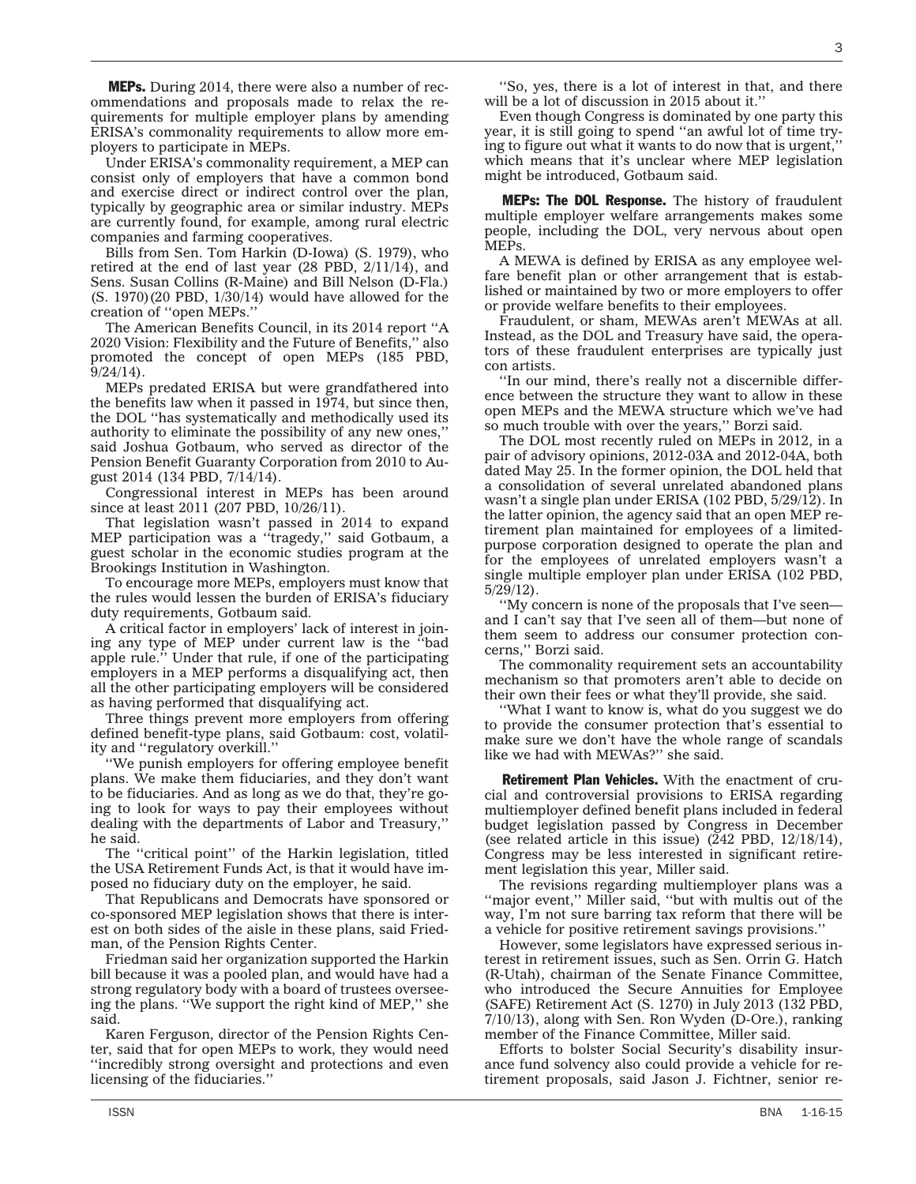**MEPs.** During 2014, there were also a number of recommendations and proposals made to relax the requirements for multiple employer plans by amending ERISA's commonality requirements to allow more employers to participate in MEPs.

Under ERISA's commonality requirement, a MEP can consist only of employers that have a common bond and exercise direct or indirect control over the plan, typically by geographic area or similar industry. MEPs are currently found, for example, among rural electric companies and farming cooperatives.

Bills from Sen. Tom Harkin (D-Iowa) (S. 1979), who retired at the end of last year (28 PBD, 2/11/14), and Sens. Susan Collins (R-Maine) and Bill Nelson (D-Fla.) (S. 1970)(20 PBD, 1/30/14) would have allowed for the creation of ''open MEPs.''

The American Benefits Council, in its 2014 report ''A 2020 Vision: Flexibility and the Future of Benefits,'' also promoted the concept of open MEPs (185 PBD, 9/24/14).

MEPs predated ERISA but were grandfathered into the benefits law when it passed in 1974, but since then, the DOL ''has systematically and methodically used its authority to eliminate the possibility of any new ones,'' said Joshua Gotbaum, who served as director of the Pension Benefit Guaranty Corporation from 2010 to August 2014 (134 PBD, 7/14/14).

Congressional interest in MEPs has been around since at least 2011 (207 PBD, 10/26/11).

That legislation wasn't passed in 2014 to expand MEP participation was a ''tragedy,'' said Gotbaum, a guest scholar in the economic studies program at the Brookings Institution in Washington.

To encourage more MEPs, employers must know that the rules would lessen the burden of ERISA's fiduciary duty requirements, Gotbaum said.

A critical factor in employers' lack of interest in joining any type of MEP under current law is the ''bad apple rule.'' Under that rule, if one of the participating employers in a MEP performs a disqualifying act, then all the other participating employers will be considered as having performed that disqualifying act.

Three things prevent more employers from offering defined benefit-type plans, said Gotbaum: cost, volatility and ''regulatory overkill.''

''We punish employers for offering employee benefit plans. We make them fiduciaries, and they don't want to be fiduciaries. And as long as we do that, they're going to look for ways to pay their employees without dealing with the departments of Labor and Treasury,'' he said.

The ''critical point'' of the Harkin legislation, titled the USA Retirement Funds Act, is that it would have imposed no fiduciary duty on the employer, he said.

That Republicans and Democrats have sponsored or co-sponsored MEP legislation shows that there is interest on both sides of the aisle in these plans, said Friedman, of the Pension Rights Center.

Friedman said her organization supported the Harkin bill because it was a pooled plan, and would have had a strong regulatory body with a board of trustees overseeing the plans. ''We support the right kind of MEP,'' she said.

Karen Ferguson, director of the Pension Rights Center, said that for open MEPs to work, they would need ''incredibly strong oversight and protections and even licensing of the fiduciaries.''

''So, yes, there is a lot of interest in that, and there will be a lot of discussion in 2015 about it.''

Even though Congress is dominated by one party this year, it is still going to spend ''an awful lot of time trying to figure out what it wants to do now that is urgent,'' which means that it's unclear where MEP legislation might be introduced, Gotbaum said.

**MEPs: The DOL Response.** The history of fraudulent multiple employer welfare arrangements makes some people, including the DOL, very nervous about open MEPs.

A MEWA is defined by ERISA as any employee welfare benefit plan or other arrangement that is established or maintained by two or more employers to offer or provide welfare benefits to their employees.

Fraudulent, or sham, MEWAs aren't MEWAs at all. Instead, as the DOL and Treasury have said, the operators of these fraudulent enterprises are typically just con artists.

''In our mind, there's really not a discernible difference between the structure they want to allow in these open MEPs and the MEWA structure which we've had so much trouble with over the years,'' Borzi said.

The DOL most recently ruled on MEPs in 2012, in a pair of advisory opinions, 2012-03A and 2012-04A, both dated May 25. In the former opinion, the DOL held that a consolidation of several unrelated abandoned plans wasn't a single plan under ERISA (102 PBD, 5/29/12). In the latter opinion, the agency said that an open MEP retirement plan maintained for employees of a limited-purpose corporation designed to operate the plan and for the employees of unrelated employers wasn't a single multiple employer plan under ERISA (102 PBD, 5/29/12).

''My concern is none of the proposals that I've seen—and I can't say that I've seen all of them—but none of them seem to address our consumer protection concerns,'' Borzi said.

The commonality requirement sets an accountability mechanism so that promoters aren't able to decide on their own their fees or what they'll provide, she said.

''What I want to know is, what do you suggest we do to provide the consumer protection that's essential to make sure we don't have the whole range of scandals like we had with MEWAs?'' she said.

**Retirement Plan Vehicles.** With the enactment of crucial and controversial provisions to ERISA regarding multiemployer defined benefit plans included in federal budget legislation passed by Congress in December (see related article in this issue) (242 PBD, 12/18/14), Congress may be less interested in significant retirement legislation this year, Miller said.

The revisions regarding multiemployer plans was a ''major event,'' Miller said, ''but with multis out of the way, I'm not sure barring tax reform that there will be a vehicle for positive retirement savings provisions.''

However, some legislators have expressed serious interest in retirement issues, such as Sen. Orrin G. Hatch (R-Utah), chairman of the Senate Finance Committee, who introduced the Secure Annuities for Employee (SAFE) Retirement Act (S. 1270) in July 2013 (132 PBD, 7/10/13), along with Sen. Ron Wyden (D-Ore.), ranking member of the Finance Committee, Miller said.

Efforts to bolster Social Security's disability insurance fund solvency also could provide a vehicle for retirement proposals, said Jason J. Fichtner, senior re-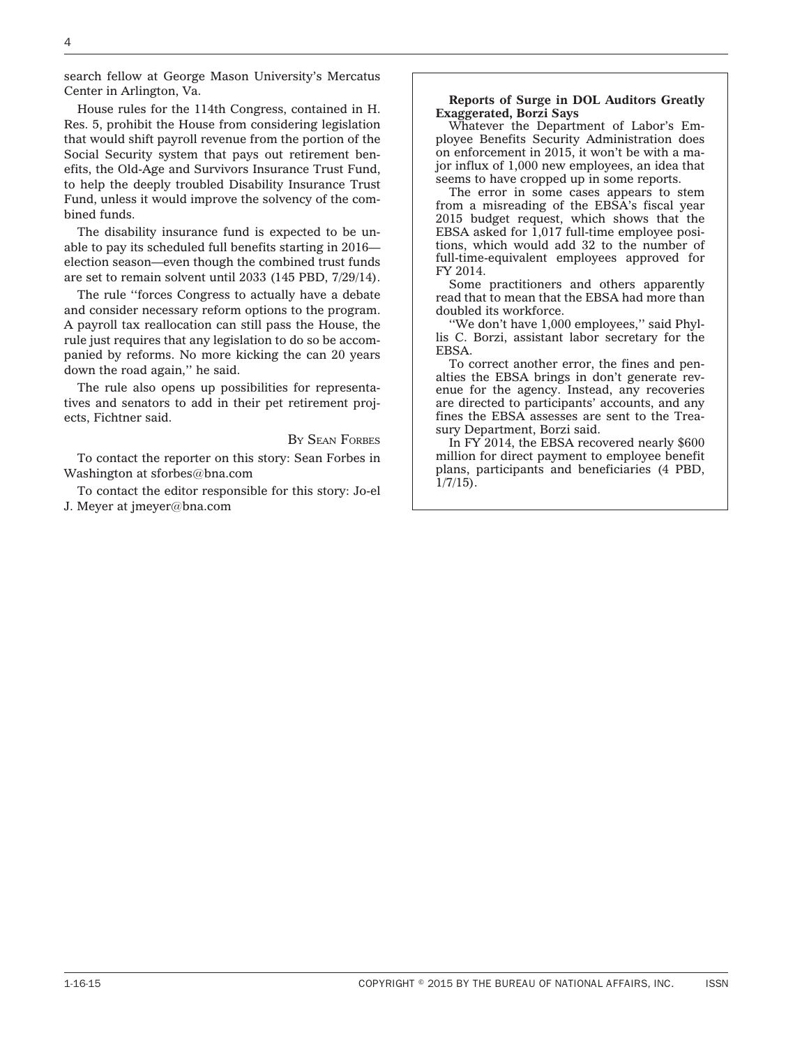search fellow at George Mason University's Mercatus Center in Arlington, Va.

House rules for the 114th Congress, contained in H. Res. 5, prohibit the House from considering legislation that would shift payroll revenue from the portion of the Social Security system that pays out retirement benefits, the Old-Age and Survivors Insurance Trust Fund, to help the deeply troubled Disability Insurance Trust Fund, unless it would improve the solvency of the combined funds.

The disability insurance fund is expected to be unable to pay its scheduled full benefits starting in 2016—election season—even though the combined trust funds are set to remain solvent until 2033 (145 PBD, 7/29/14).

The rule ''forces Congress to actually have a debate and consider necessary reform options to the program. A payroll tax reallocation can still pass the House, the rule just requires that any legislation to do so be accompanied by reforms. No more kicking the can 20 years down the road again,'' he said.

The rule also opens up possibilities for representatives and senators to add in their pet retirement projects, Fichtner said.

BY SEAN FORBES

To contact the reporter on this story: Sean Forbes in Washington at sforbes@bna.com

To contact the editor responsible for this story: Jo-el J. Meyer at jmeyer@bna.com

**Reports of Surge in DOL Auditors Greatly Exaggerated, Borzi Says**

Whatever the Department of Labor's Employee Benefits Security Administration does on enforcement in 2015, it won't be with a major influx of 1,000 new employees, an idea that seems to have cropped up in some reports.

The error in some cases appears to stem from a misreading of the EBSA's fiscal year 2015 budget request, which shows that the EBSA asked for 1,017 full-time employee positions, which would add 32 to the number of full-time-equivalent employees approved for FY 2014.

Some practitioners and others apparently read that to mean that the EBSA had more than doubled its workforce.

''We don't have 1,000 employees,'' said Phyllis C. Borzi, assistant labor secretary for the EBSA.

To correct another error, the fines and penalties the EBSA brings in don't generate revenue for the agency. Instead, any recoveries are directed to participants' accounts, and any fines the EBSA assesses are sent to the Treasury Department, Borzi said.

In FY 2014, the EBSA recovered nearly $600 million for direct payment to employee benefit plans, participants and beneficiaries (4 PBD, 1/7/15).